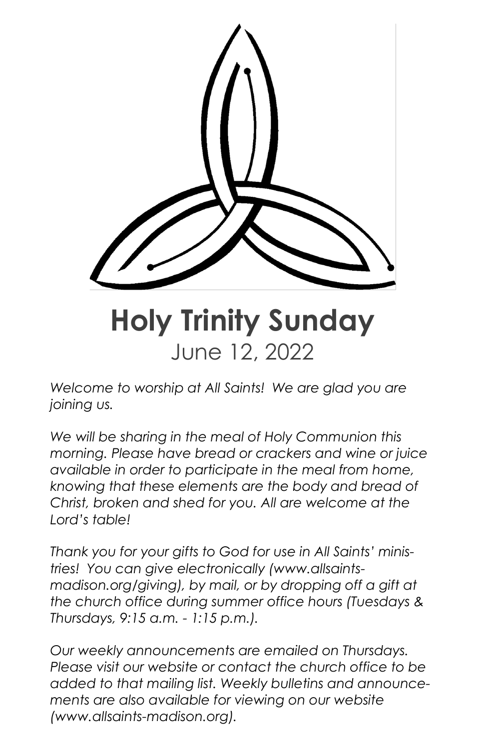# Holy Trinity Sunday

June 12, 2022

*Welcome to worship at All Saints! We are glad you are joining us.*

*We will be sharing in the meal of Holy Communion this morning. Please have bread or crackers and wine or juice available in order to participate in the meal from home, knowing that these elements are the body and bread of Christ, broken and shed for you. All are welcome at the Lord's table!*

*Thank you for your gifts to God for use in All Saints' ministries! You can give electronically (www.allsaints-madison.org/giving), by mail, or by dropping off a gift at the church office during summer office hours (Tuesdays & Thursdays, 9:15 a.m. - 1:15 p.m.).*

*Our weekly announcements are emailed on Thursdays. Please visit our website or contact the church office to be added to that mailing list. Weekly bulletins and announcements are also available for viewing on our website (www.allsaints-madison.org).*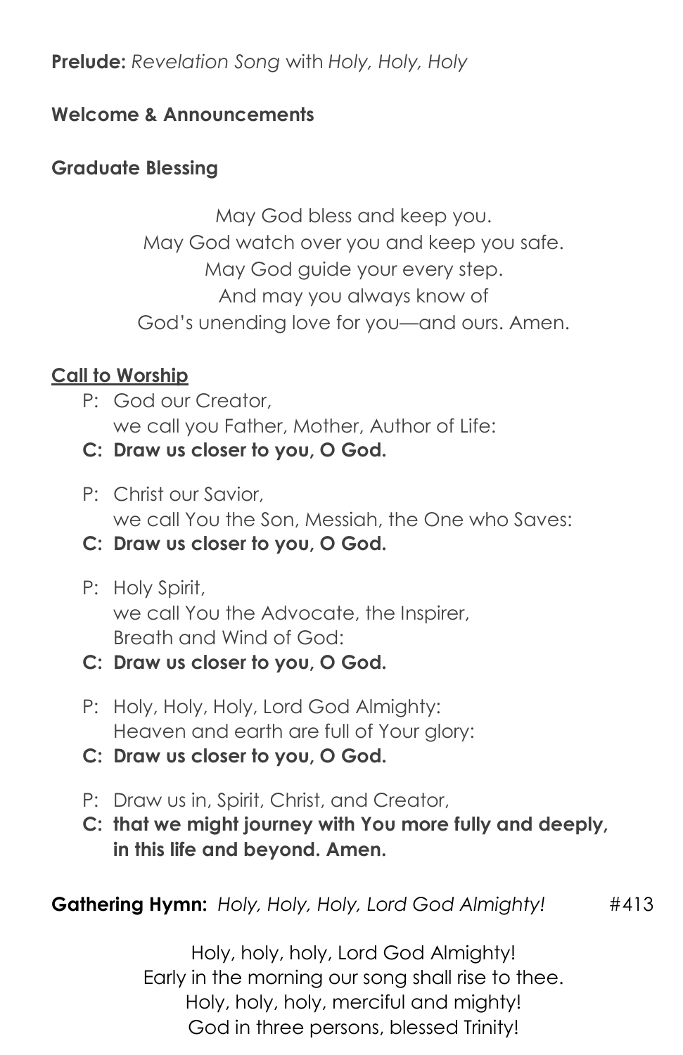**Prelude:** *Revelation Song* with *Holy, Holy, Holy*

**Welcome & Announcements**

**Graduate Blessing**

May God bless and keep you.
May God watch over you and keep you safe.
May God guide your every step.
And may you always know of
God's unending love for you—and ours. Amen.

**Call to Worship**

P: God our Creator,
we call you Father, Mother, Author of Life:
**C: Draw us closer to you, O God.**

P: Christ our Savior,
we call You the Son, Messiah, the One who Saves:
**C: Draw us closer to you, O God.**

P: Holy Spirit,
we call You the Advocate, the Inspirer,
Breath and Wind of God:
**C: Draw us closer to you, O God.**

P: Holy, Holy, Holy, Lord God Almighty:
Heaven and earth are full of Your glory:
**C: Draw us closer to you, O God.**

P: Draw us in, Spirit, Christ, and Creator,
**C: that we might journey with You more fully and deeply, in this life and beyond. Amen.**

**Gathering Hymn:** *Holy, Holy, Holy, Lord God Almighty!* #413

Holy, holy, holy, Lord God Almighty!
Early in the morning our song shall rise to thee.
Holy, holy, holy, merciful and mighty!
God in three persons, blessed Trinity!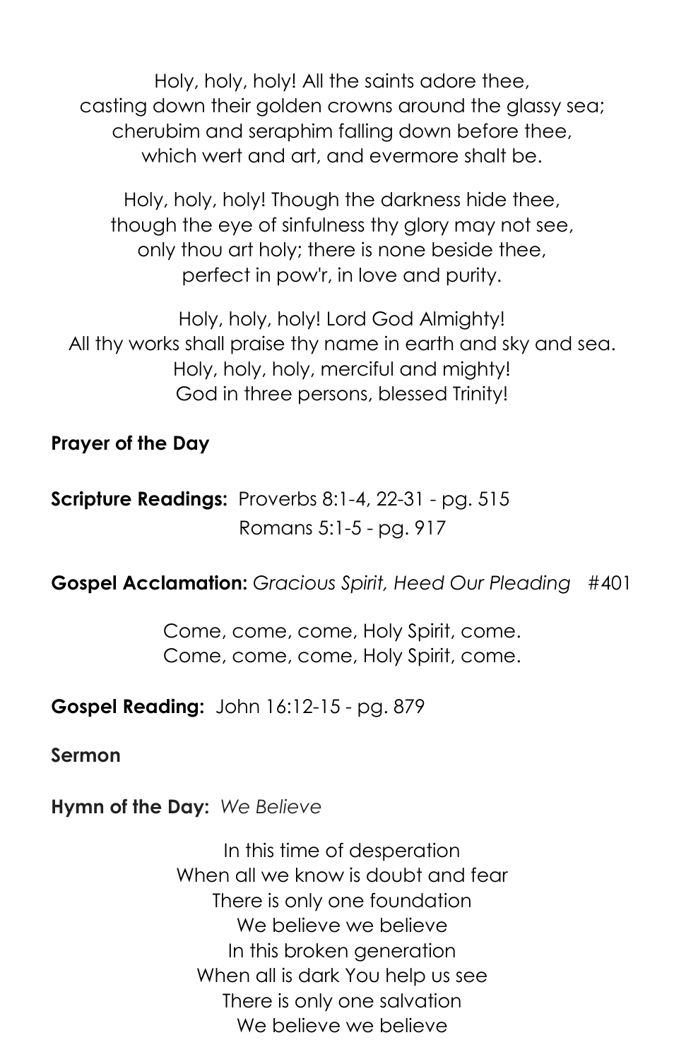Holy, holy, holy! All the saints adore thee,
casting down their golden crowns around the glassy sea;
cherubim and seraphim falling down before thee,
which wert and art, and evermore shalt be.

Holy, holy, holy! Though the darkness hide thee,
though the eye of sinfulness thy glory may not see,
only thou art holy; there is none beside thee,
perfect in pow'r, in love and purity.

Holy, holy, holy! Lord God Almighty!
All thy works shall praise thy name in earth and sky and sea.
Holy, holy, holy, merciful and mighty!
God in three persons, blessed Trinity!

**Prayer of the Day**

**Scripture Readings:** Proverbs 8:1-4, 22-31 - pg. 515
Romans 5:1-5 - pg. 917

**Gospel Acclamation:** *Gracious Spirit, Heed Our Pleading* #401

Come, come, come, Holy Spirit, come.
Come, come, come, Holy Spirit, come.

**Gospel Reading:** John 16:12-15 - pg. 879

**Sermon**

**Hymn of the Day:** *We Believe*

In this time of desperation
When all we know is doubt and fear
There is only one foundation
We believe we believe
In this broken generation
When all is dark You help us see
There is only one salvation
We believe we believe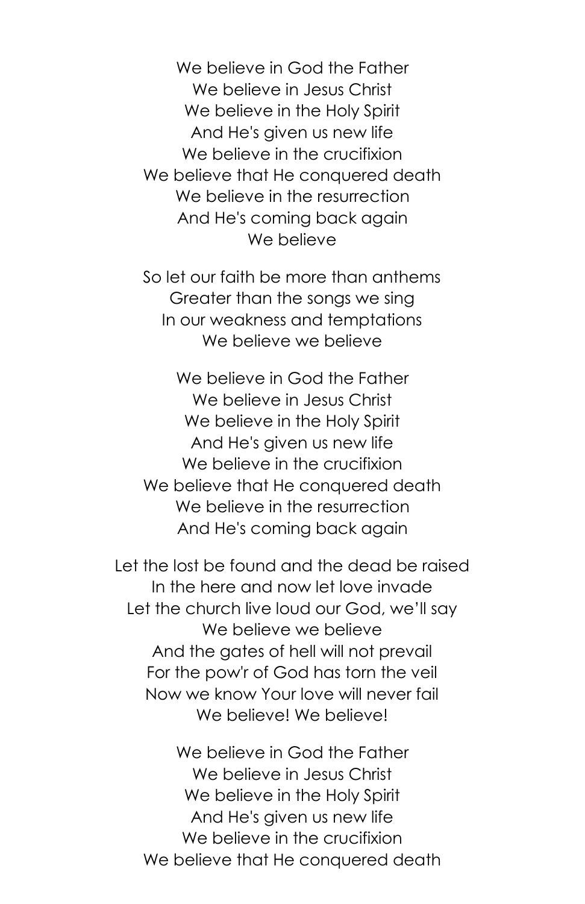We believe in God the Father  
We believe in Jesus Christ  
We believe in the Holy Spirit  
And He's given us new life  
We believe in the crucifixion  
We believe that He conquered death  
We believe in the resurrection  
And He's coming back again  
We believe

So let our faith be more than anthems  
Greater than the songs we sing  
In our weakness and temptations  
We believe we believe

We believe in God the Father  
We believe in Jesus Christ  
We believe in the Holy Spirit  
And He's given us new life  
We believe in the crucifixion  
We believe that He conquered death  
We believe in the resurrection  
And He's coming back again

Let the lost be found and the dead be raised  
In the here and now let love invade  
Let the church live loud our God, we'll say  
We believe we believe  
And the gates of hell will not prevail  
For the pow'r of God has torn the veil  
Now we know Your love will never fail  
We believe! We believe!

We believe in God the Father  
We believe in Jesus Christ  
We believe in the Holy Spirit  
And He's given us new life  
We believe in the crucifixion  
We believe that He conquered death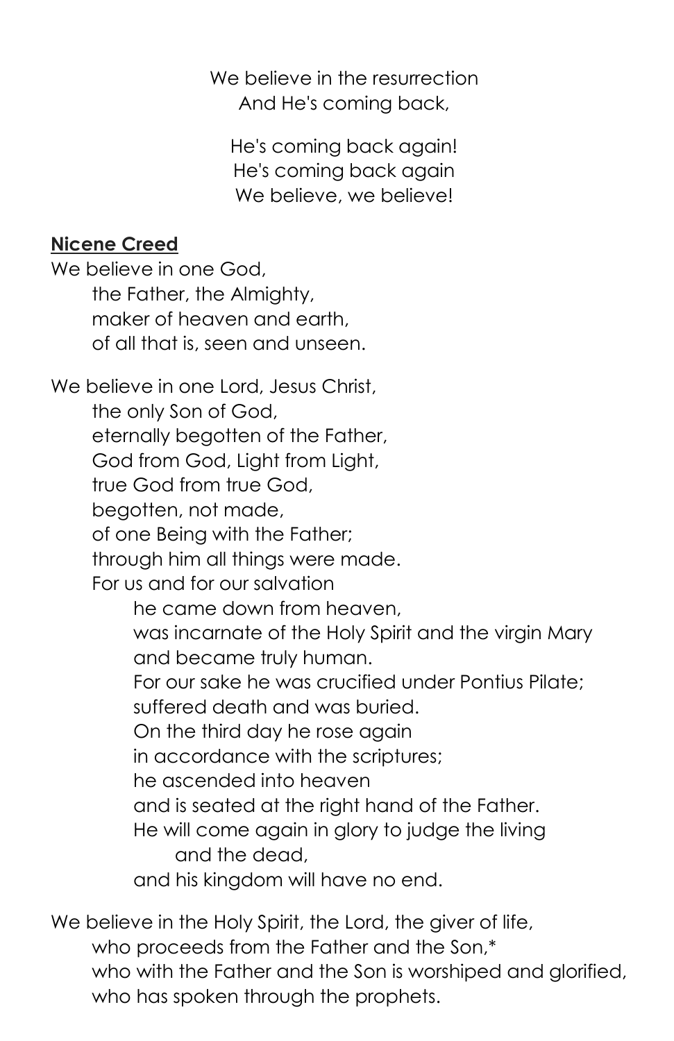We believe in the resurrection
And He's coming back,

He's coming back again!
He's coming back again
We believe, we believe!

**Nicene Creed**

We believe in one God,
the Father, the Almighty,
maker of heaven and earth,
of all that is, seen and unseen.

We believe in one Lord, Jesus Christ,
the only Son of God,
eternally begotten of the Father,
God from God, Light from Light,
true God from true God,
begotten, not made,
of one Being with the Father;
through him all things were made.
For us and for our salvation
he came down from heaven,
was incarnate of the Holy Spirit and the virgin Mary
and became truly human.
For our sake he was crucified under Pontius Pilate;
suffered death and was buried.
On the third day he rose again
in accordance with the scriptures;
he ascended into heaven
and is seated at the right hand of the Father.
He will come again in glory to judge the living
and the dead,
and his kingdom will have no end.

We believe in the Holy Spirit, the Lord, the giver of life,
who proceeds from the Father and the Son,*
who with the Father and the Son is worshiped and glorified,
who has spoken through the prophets.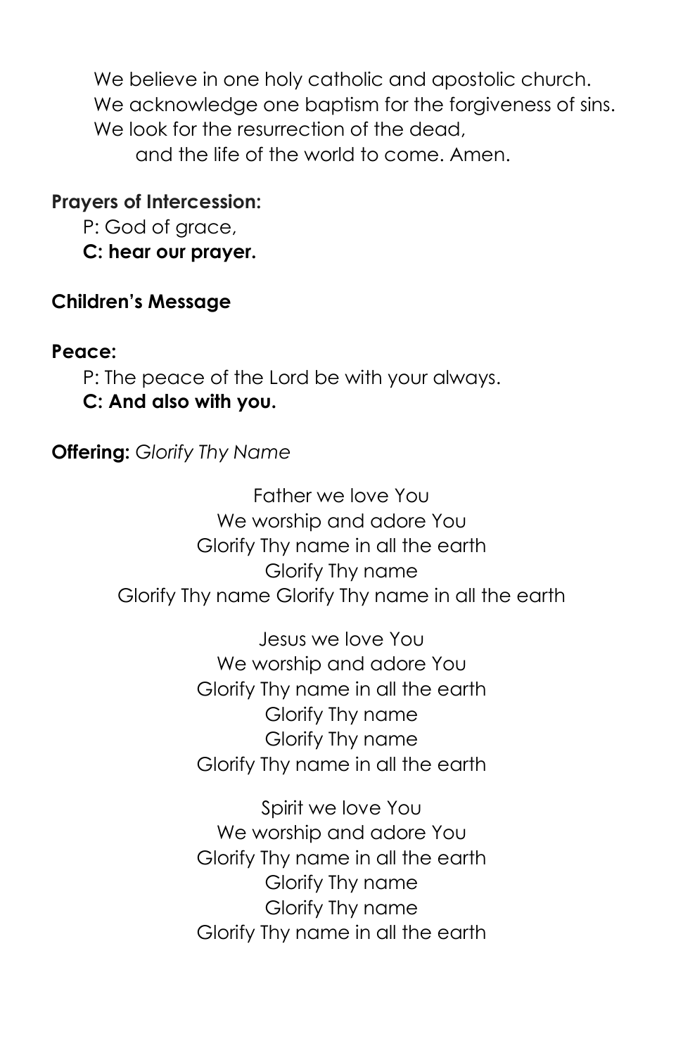We believe in one holy catholic and apostolic church.
We acknowledge one baptism for the forgiveness of sins.
We look for the resurrection of the dead,
and the life of the world to come. Amen.

**Prayers of Intercession:**

P: God of grace,
**C: hear our prayer.**

**Children's Message**

**Peace:**

P: The peace of the Lord be with your always.
**C: And also with you.**

**Offering:** *Glorify Thy Name*

Father we love You
We worship and adore You
Glorify Thy name in all the earth
Glorify Thy name
Glorify Thy name Glorify Thy name in all the earth

Jesus we love You
We worship and adore You
Glorify Thy name in all the earth
Glorify Thy name
Glorify Thy name
Glorify Thy name in all the earth

Spirit we love You
We worship and adore You
Glorify Thy name in all the earth
Glorify Thy name
Glorify Thy name
Glorify Thy name in all the earth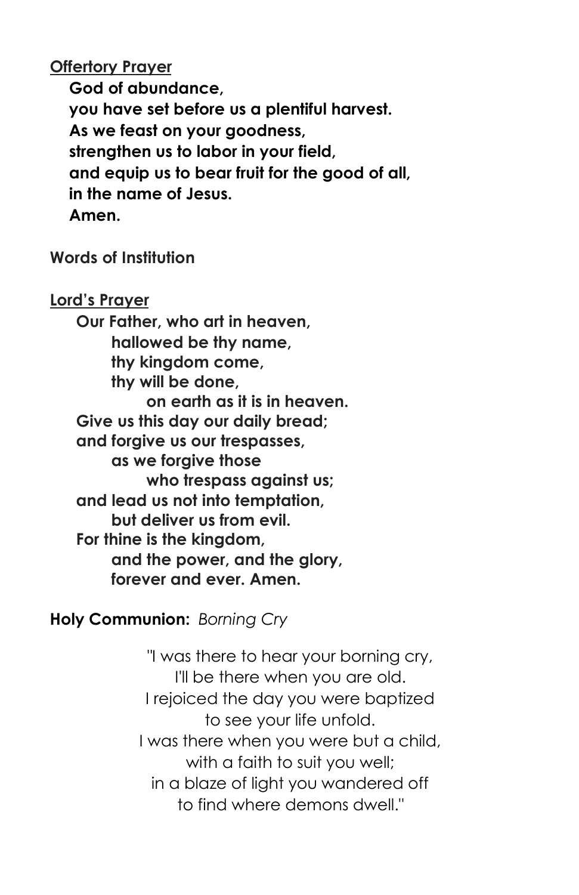**Offertory Prayer**

**God of abundance,**
**you have set before us a plentiful harvest.**
**As we feast on your goodness,**
**strengthen us to labor in your field,**
**and equip us to bear fruit for the good of all,**
**in the name of Jesus.**
**Amen.**

**Words of Institution**

**Lord's Prayer**

**Our Father, who art in heaven,**
**hallowed be thy name,**
**thy kingdom come,**
**thy will be done,**
**on earth as it is in heaven.**
**Give us this day our daily bread;**
**and forgive us our trespasses,**
**as we forgive those**
**who trespass against us;**
**and lead us not into temptation,**
**but deliver us from evil.**
**For thine is the kingdom,**
**and the power, and the glory,**
**forever and ever. Amen.**

**Holy Communion:** *Borning Cry*

"I was there to hear your borning cry,
I'll be there when you are old.
I rejoiced the day you were baptized
to see your life unfold.
I was there when you were but a child,
with a faith to suit you well;
in a blaze of light you wandered off
to find where demons dwell."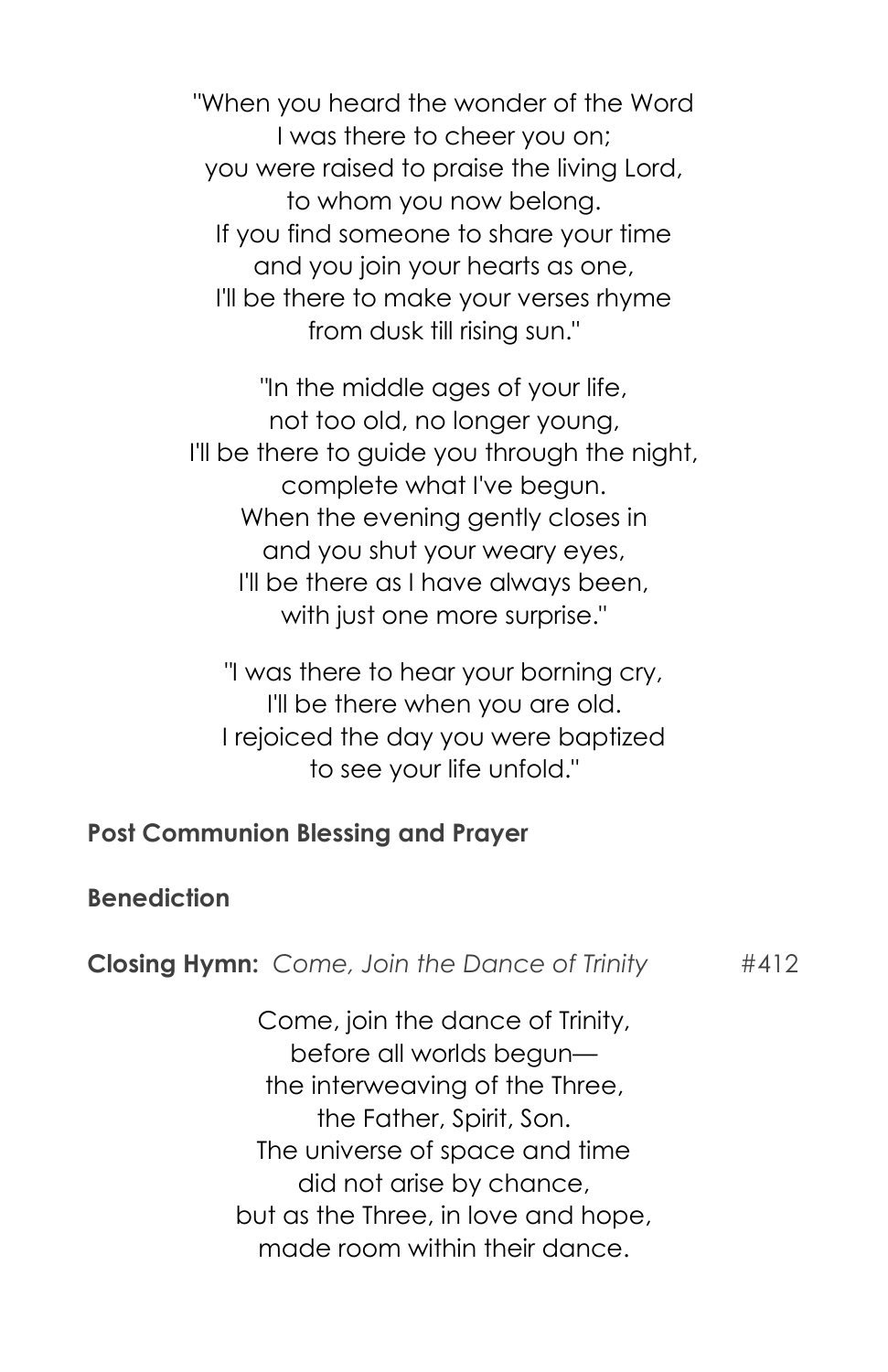"When you heard the wonder of the Word  
I was there to cheer you on;  
you were raised to praise the living Lord,  
to whom you now belong.  
If you find someone to share your time  
and you join your hearts as one,  
I'll be there to make your verses rhyme  
from dusk till rising sun."

"In the middle ages of your life,  
not too old, no longer young,  
I'll be there to guide you through the night,  
complete what I've begun.  
When the evening gently closes in  
and you shut your weary eyes,  
I'll be there as I have always been,  
with just one more surprise."

"I was there to hear your borning cry,  
I'll be there when you are old.  
I rejoiced the day you were baptized  
to see your life unfold."

**Post Communion Blessing and Prayer**

**Benediction**

**Closing Hymn:** *Come, Join the Dance of Trinity* #412

Come, join the dance of Trinity,  
before all worlds begun—  
the interweaving of the Three,  
the Father, Spirit, Son.  
The universe of space and time  
did not arise by chance,  
but as the Three, in love and hope,  
made room within their dance.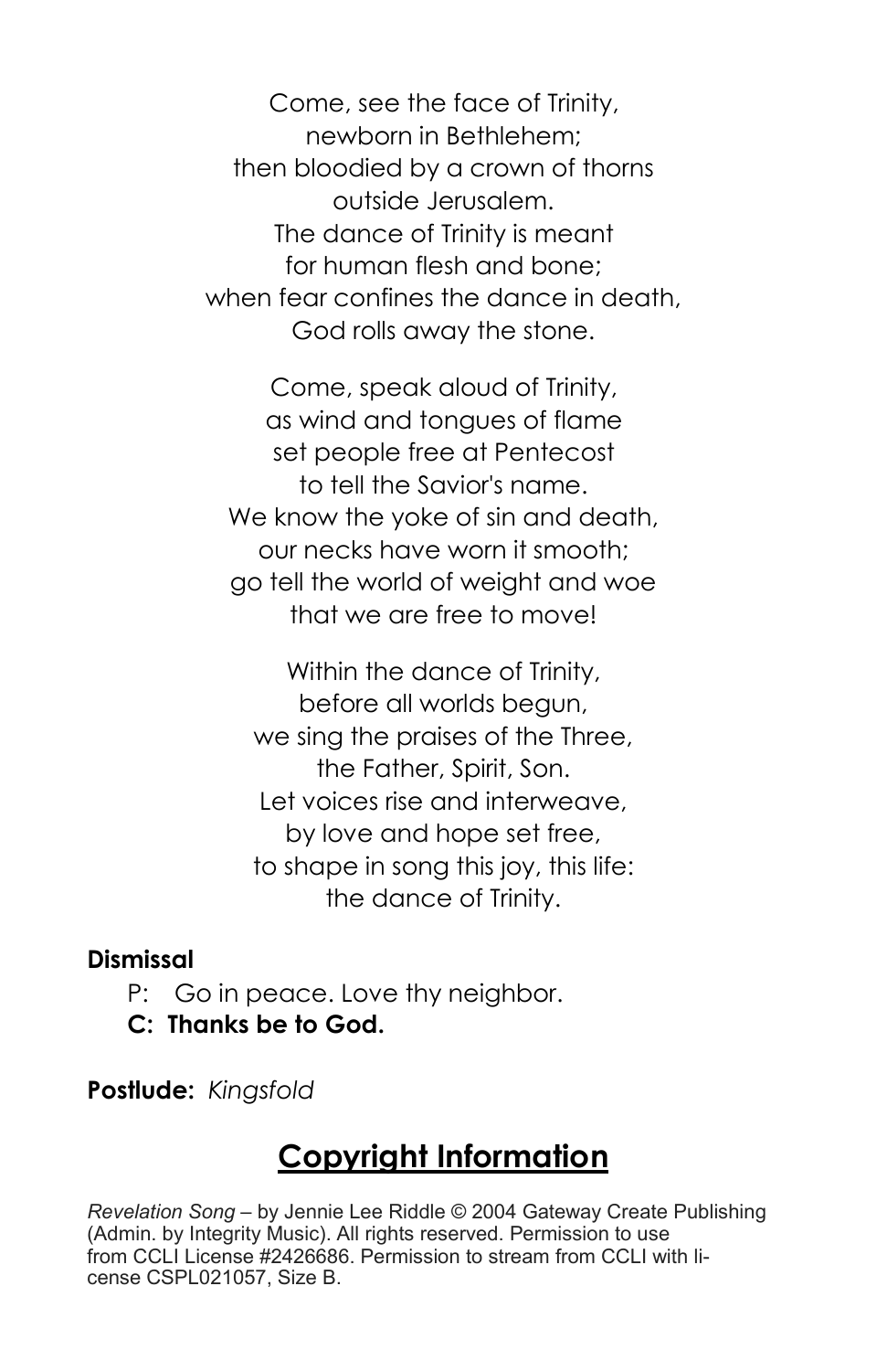Come, see the face of Trinity,
newborn in Bethlehem;
then bloodied by a crown of thorns
outside Jerusalem.
The dance of Trinity is meant
for human flesh and bone;
when fear confines the dance in death,
God rolls away the stone.

Come, speak aloud of Trinity,
as wind and tongues of flame
set people free at Pentecost
to tell the Savior's name.
We know the yoke of sin and death,
our necks have worn it smooth;
go tell the world of weight and woe
that we are free to move!

Within the dance of Trinity,
before all worlds begun,
we sing the praises of the Three,
the Father, Spirit, Son.
Let voices rise and interweave,
by love and hope set free,
to shape in song this joy, this life:
the dance of Trinity.

**Dismissal**

P: Go in peace. Love thy neighbor.
**C: Thanks be to God.**

**Postlude:** *Kingsfold*

## Copyright Information

*Revelation Song* – by Jennie Lee Riddle © 2004 Gateway Create Publishing (Admin. by Integrity Music). All rights reserved. Permission to use from CCLI License #2426686. Permission to stream from CCLI with license CSPL021057, Size B.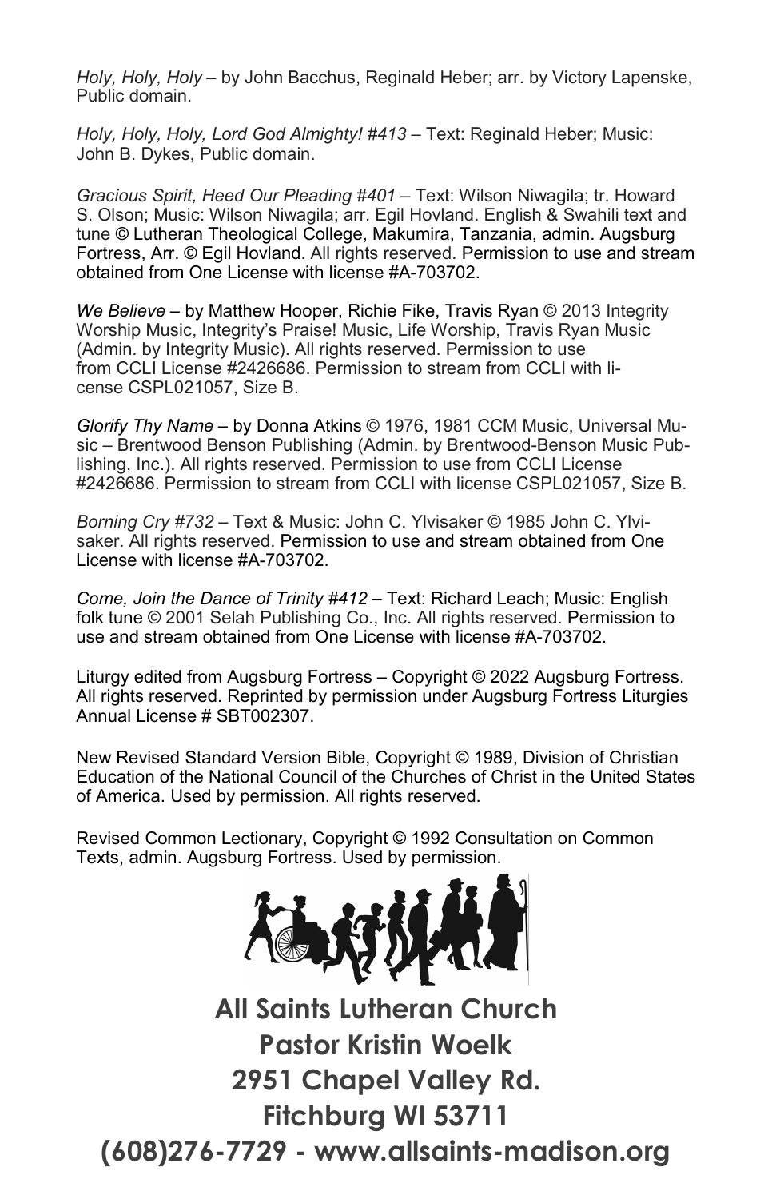*Holy, Holy, Holy* – by John Bacchus, Reginald Heber; arr. by Victory Lapenske, Public domain.

*Holy, Holy, Holy, Lord God Almighty! #413* – Text: Reginald Heber; Music: John B. Dykes, Public domain.

*Gracious Spirit, Heed Our Pleading #401* – Text: Wilson Niwagila; tr. Howard S. Olson; Music: Wilson Niwagila; arr. Egil Hovland. English & Swahili text and tune © Lutheran Theological College, Makumira, Tanzania, admin. Augsburg Fortress, Arr. © Egil Hovland. All rights reserved. Permission to use and stream obtained from One License with license #A-703702.

*We Believe* – by Matthew Hooper, Richie Fike, Travis Ryan © 2013 Integrity Worship Music, Integrity's Praise! Music, Life Worship, Travis Ryan Music (Admin. by Integrity Music). All rights reserved. Permission to use from CCLI License #2426686. Permission to stream from CCLI with license CSPL021057, Size B.

*Glorify Thy Name* – by Donna Atkins © 1976, 1981 CCM Music, Universal Music – Brentwood Benson Publishing (Admin. by Brentwood-Benson Music Publishing, Inc.). All rights reserved. Permission to use from CCLI License #2426686. Permission to stream from CCLI with license CSPL021057, Size B.

*Borning Cry #732* – Text & Music: John C. Ylvisaker © 1985 John C. Ylvisaker. All rights reserved. Permission to use and stream obtained from One License with license #A-703702.

*Come, Join the Dance of Trinity #412* – Text: Richard Leach; Music: English folk tune © 2001 Selah Publishing Co., Inc. All rights reserved. Permission to use and stream obtained from One License with license #A-703702.

Liturgy edited from Augsburg Fortress – Copyright © 2022 Augsburg Fortress. All rights reserved. Reprinted by permission under Augsburg Fortress Liturgies Annual License # SBT002307.

New Revised Standard Version Bible, Copyright © 1989, Division of Christian Education of the National Council of the Churches of Christ in the United States of America. Used by permission. All rights reserved.

Revised Common Lectionary, Copyright © 1992 Consultation on Common Texts, admin. Augsburg Fortress. Used by permission.

**All Saints Lutheran Church**

**Pastor Kristin Woelk**

**2951 Chapel Valley Rd.**

**Fitchburg WI 53711**

**(608)276-7729 - www.allsaints-madison.org**